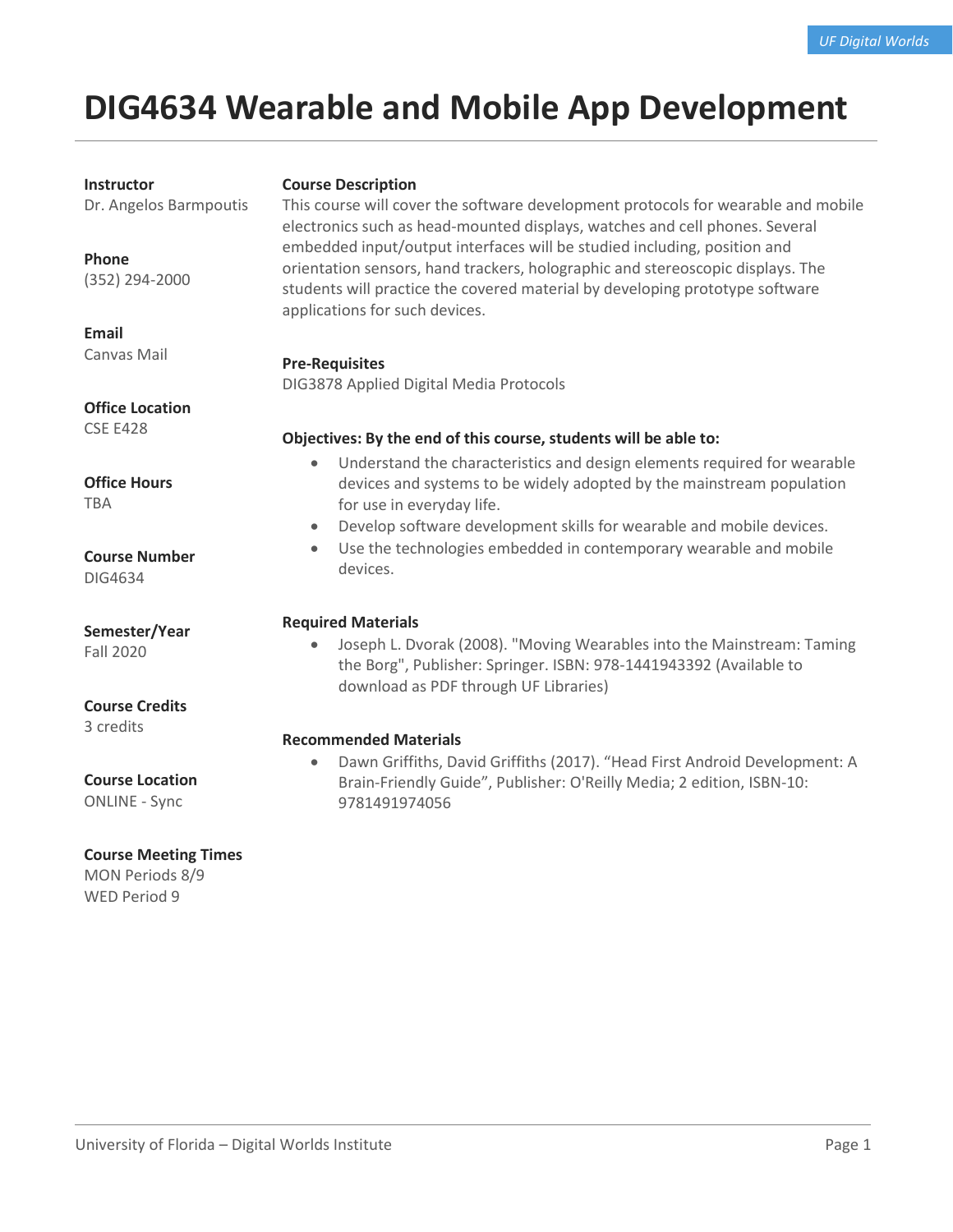# DIG4634 Wearable and Mobile App Development

**Instructor**
Dr. Angelos Barmpoutis

**Phone**
(352) 294-2000

**Email**
Canvas Mail

**Office Location**
CSE E428

**Office Hours**
TBA

**Course Number**
DIG4634

**Semester/Year**
Fall 2020

**Course Credits**
3 credits

**Course Location**
ONLINE - Sync

**Course Meeting Times**
MON Periods 8/9
WED Period 9

**Course Description**

This course will cover the software development protocols for wearable and mobile electronics such as head-mounted displays, watches and cell phones. Several embedded input/output interfaces will be studied including, position and orientation sensors, hand trackers, holographic and stereoscopic displays. The students will practice the covered material by developing prototype software applications for such devices.

**Pre-Requisites**

DIG3878 Applied Digital Media Protocols

**Objectives: By the end of this course, students will be able to:**

- Understand the characteristics and design elements required for wearable devices and systems to be widely adopted by the mainstream population for use in everyday life.
- Develop software development skills for wearable and mobile devices.
- Use the technologies embedded in contemporary wearable and mobile devices.

**Required Materials**

- Joseph L. Dvorak (2008). "Moving Wearables into the Mainstream: Taming the Borg", Publisher: Springer. ISBN: 978-1441943392 (Available to download as PDF through UF Libraries)

**Recommended Materials**

- Dawn Griffiths, David Griffiths (2017). "Head First Android Development: A Brain-Friendly Guide", Publisher: O'Reilly Media; 2 edition, ISBN-10: 9781491974056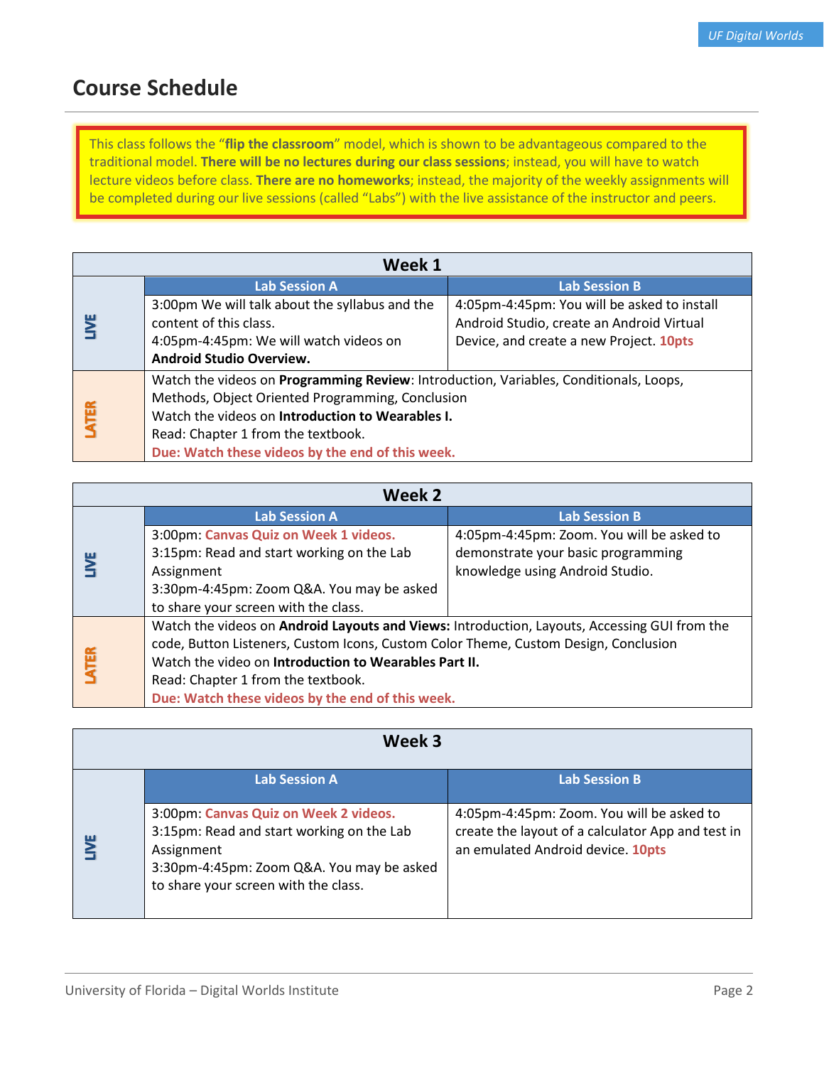## Course Schedule

This class follows the "**flip the classroom**" model, which is shown to be advantageous compared to the traditional model. **There will be no lectures during our class sessions**; instead, you will have to watch lecture videos before class. **There are no homeworks**; instead, the majority of the weekly assignments will be completed during our live sessions (called "Labs") with the live assistance of the instructor and peers.

| Week 1 | | |
|---|---|---|
| | **Lab Session A** | **Lab Session B** |
| **LIVE** | 3:00pm We will talk about the syllabus and the content of this class.<br>4:05pm-4:45pm: We will watch videos on **Android Studio Overview.** | 4:05pm-4:45pm: You will be asked to install Android Studio, create an Android Virtual Device, and create a new Project. **10pts** |
| **LATER** | Watch the videos on **Programming Review**: Introduction, Variables, Conditionals, Loops, Methods, Object Oriented Programming, Conclusion<br>Watch the videos on **Introduction to Wearables I.**<br>Read: Chapter 1 from the textbook.<br>**Due: Watch these videos by the end of this week.** | |

| Week 2 | | |
|---|---|---|
| | **Lab Session A** | **Lab Session B** |
| **LIVE** | 3:00pm: **Canvas Quiz on Week 1 videos.**<br>3:15pm: Read and start working on the Lab Assignment<br>3:30pm-4:45pm: Zoom Q&A. You may be asked to share your screen with the class. | 4:05pm-4:45pm: Zoom. You will be asked to demonstrate your basic programming knowledge using Android Studio. |
| **LATER** | Watch the videos on **Android Layouts and Views:** Introduction, Layouts, Accessing GUI from the code, Button Listeners, Custom Icons, Custom Color Theme, Custom Design, Conclusion<br>Watch the video on **Introduction to Wearables Part II.**<br>Read: Chapter 1 from the textbook.<br>**Due: Watch these videos by the end of this week.** | |

| Week 3 | | |
|---|---|---|
| | **Lab Session A** | **Lab Session B** |
| **LIVE** | 3:00pm: **Canvas Quiz on Week 2 videos.**<br>3:15pm: Read and start working on the Lab Assignment<br>3:30pm-4:45pm: Zoom Q&A. You may be asked to share your screen with the class. | 4:05pm-4:45pm: Zoom. You will be asked to create the layout of a calculator App and test in an emulated Android device. **10pts** |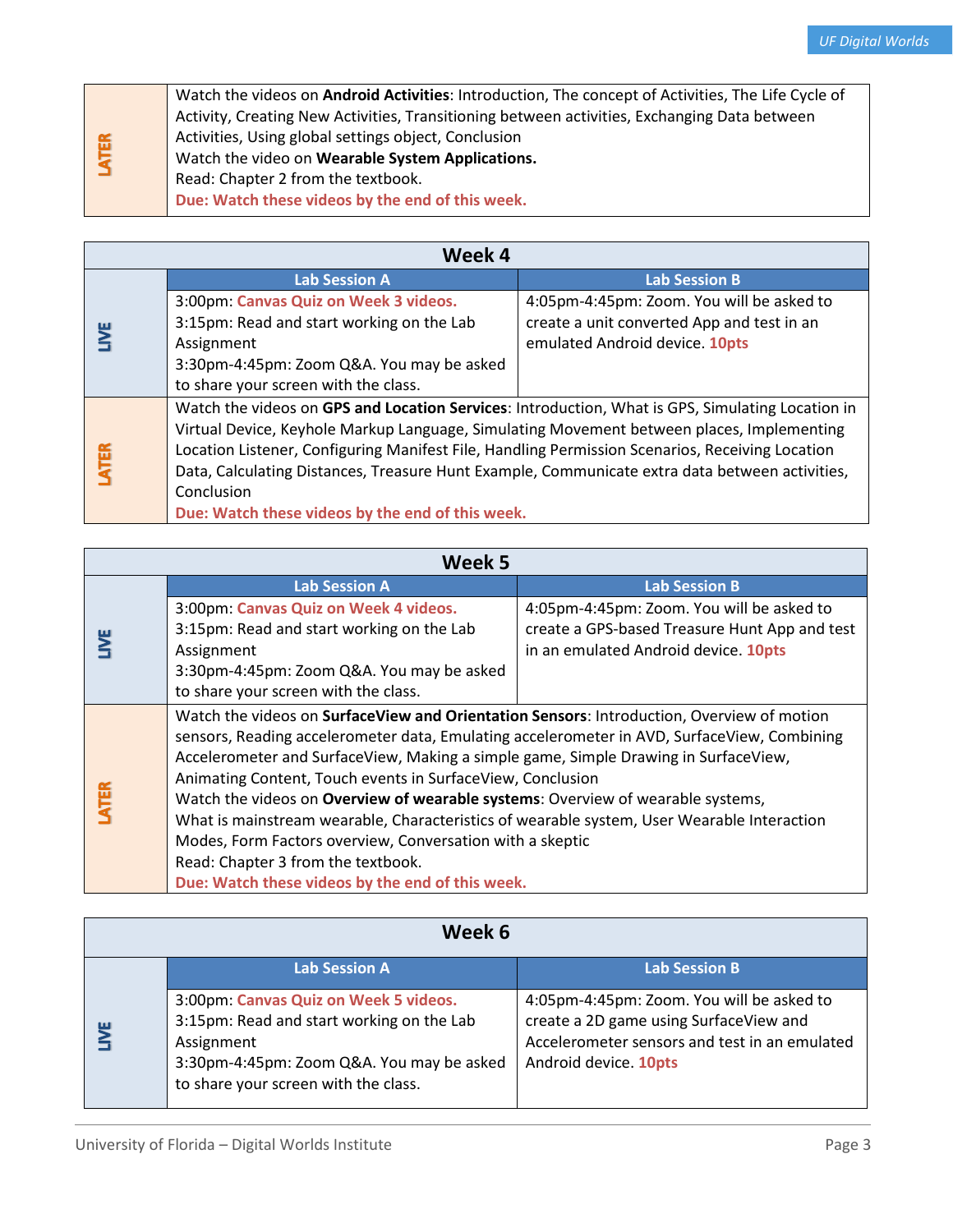| LATER | Watch the videos on **Android Activities**: Introduction, The concept of Activities, The Life Cycle of Activity, Creating New Activities, Transitioning between activities, Exchanging Data between Activities, Using global settings object, Conclusion<br>Watch the video on **Wearable System Applications.**<br>Read: Chapter 2 from the textbook.<br>**Due: Watch these videos by the end of this week.** |
|---|---|

| Week 4 | | |
|---|---|---|
| | **Lab Session A** | **Lab Session B** |
| LIVE | 3:00pm: **Canvas Quiz on Week 3 videos.**<br>3:15pm: Read and start working on the Lab Assignment<br>3:30pm-4:45pm: Zoom Q&A. You may be asked to share your screen with the class. | 4:05pm-4:45pm: Zoom. You will be asked to create a unit converted App and test in an emulated Android device. **10pts** |
| LATER | Watch the videos on **GPS and Location Services**: Introduction, What is GPS, Simulating Location in Virtual Device, Keyhole Markup Language, Simulating Movement between places, Implementing Location Listener, Configuring Manifest File, Handling Permission Scenarios, Receiving Location Data, Calculating Distances, Treasure Hunt Example, Communicate extra data between activities, Conclusion<br>**Due: Watch these videos by the end of this week.** | |

| Week 5 | | |
|---|---|---|
| | **Lab Session A** | **Lab Session B** |
| LIVE | 3:00pm: **Canvas Quiz on Week 4 videos.**<br>3:15pm: Read and start working on the Lab Assignment<br>3:30pm-4:45pm: Zoom Q&A. You may be asked to share your screen with the class. | 4:05pm-4:45pm: Zoom. You will be asked to create a GPS-based Treasure Hunt App and test in an emulated Android device. **10pts** |
| LATER | Watch the videos on **SurfaceView and Orientation Sensors**: Introduction, Overview of motion sensors, Reading accelerometer data, Emulating accelerometer in AVD, SurfaceView, Combining Accelerometer and SurfaceView, Making a simple game, Simple Drawing in SurfaceView, Animating Content, Touch events in SurfaceView, Conclusion<br>Watch the videos on **Overview of wearable systems**: Overview of wearable systems, What is mainstream wearable, Characteristics of wearable system, User Wearable Interaction Modes, Form Factors overview, Conversation with a skeptic<br>Read: Chapter 3 from the textbook.<br>**Due: Watch these videos by the end of this week.** | |

| Week 6 | | |
|---|---|---|
| | **Lab Session A** | **Lab Session B** |
| LIVE | 3:00pm: **Canvas Quiz on Week 5 videos.**<br>3:15pm: Read and start working on the Lab Assignment<br>3:30pm-4:45pm: Zoom Q&A. You may be asked to share your screen with the class. | 4:05pm-4:45pm: Zoom. You will be asked to create a 2D game using SurfaceView and Accelerometer sensors and test in an emulated Android device. **10pts** |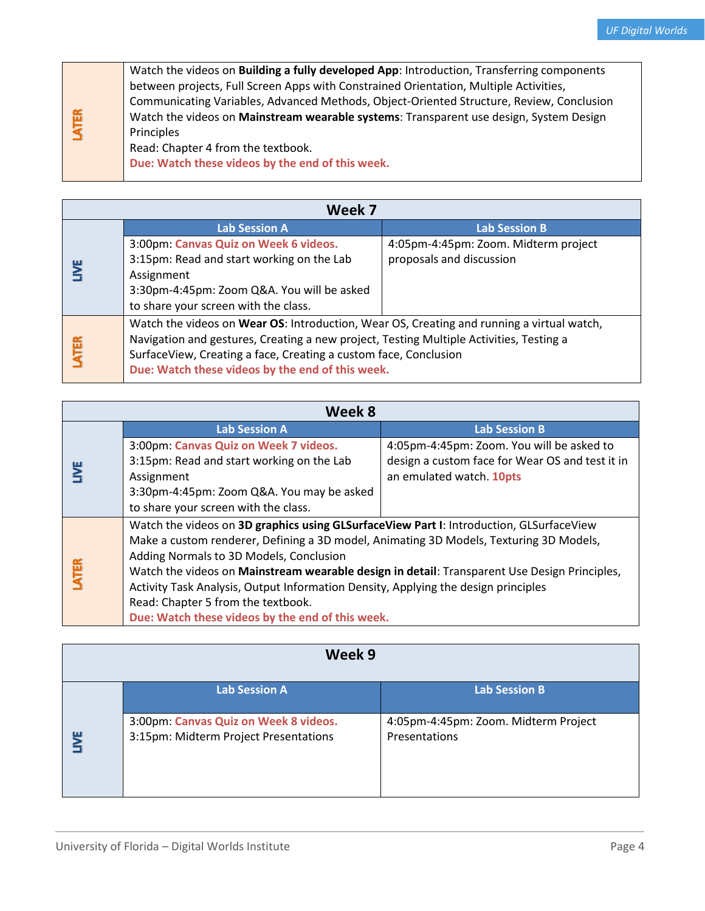| LATER | Watch the videos on **Building a fully developed App**: Introduction, Transferring components between projects, Full Screen Apps with Constrained Orientation, Multiple Activities, Communicating Variables, Advanced Methods, Object-Oriented Structure, Review, Conclusion<br>Watch the videos on **Mainstream wearable systems**: Transparent use design, System Design Principles<br>Read: Chapter 4 from the textbook.<br>**Due: Watch these videos by the end of this week.** |
|---|---|

| **Week 7** | | |
|---|---|---|
| | **Lab Session A** | **Lab Session B** |
| LIVE | 3:00pm: **Canvas Quiz on Week 6 videos.**<br>3:15pm: Read and start working on the Lab Assignment<br>3:30pm-4:45pm: Zoom Q&A. You will be asked to share your screen with the class. | 4:05pm-4:45pm: Zoom. Midterm project proposals and discussion |
| LATER | Watch the videos on **Wear OS**: Introduction, Wear OS, Creating and running a virtual watch, Navigation and gestures, Creating a new project, Testing Multiple Activities, Testing a SurfaceView, Creating a face, Creating a custom face, Conclusion<br>**Due: Watch these videos by the end of this week.** | |

| **Week 8** | | |
|---|---|---|
| | **Lab Session A** | **Lab Session B** |
| LIVE | 3:00pm: **Canvas Quiz on Week 7 videos.**<br>3:15pm: Read and start working on the Lab Assignment<br>3:30pm-4:45pm: Zoom Q&A. You may be asked to share your screen with the class. | 4:05pm-4:45pm: Zoom. You will be asked to design a custom face for Wear OS and test it in an emulated watch. **10pts** |
| LATER | Watch the videos on **3D graphics using GLSurfaceView Part I**: Introduction, GLSurfaceView Make a custom renderer, Defining a 3D model, Animating 3D Models, Texturing 3D Models, Adding Normals to 3D Models, Conclusion<br>Watch the videos on **Mainstream wearable design in detail**: Transparent Use Design Principles, Activity Task Analysis, Output Information Density, Applying the design principles<br>Read: Chapter 5 from the textbook.<br>**Due: Watch these videos by the end of this week.** | |

| **Week 9** | | |
|---|---|---|
| | **Lab Session A** | **Lab Session B** |
| LIVE | 3:00pm: **Canvas Quiz on Week 8 videos.**<br>3:15pm: Midterm Project Presentations | 4:05pm-4:45pm: Zoom. Midterm Project Presentations |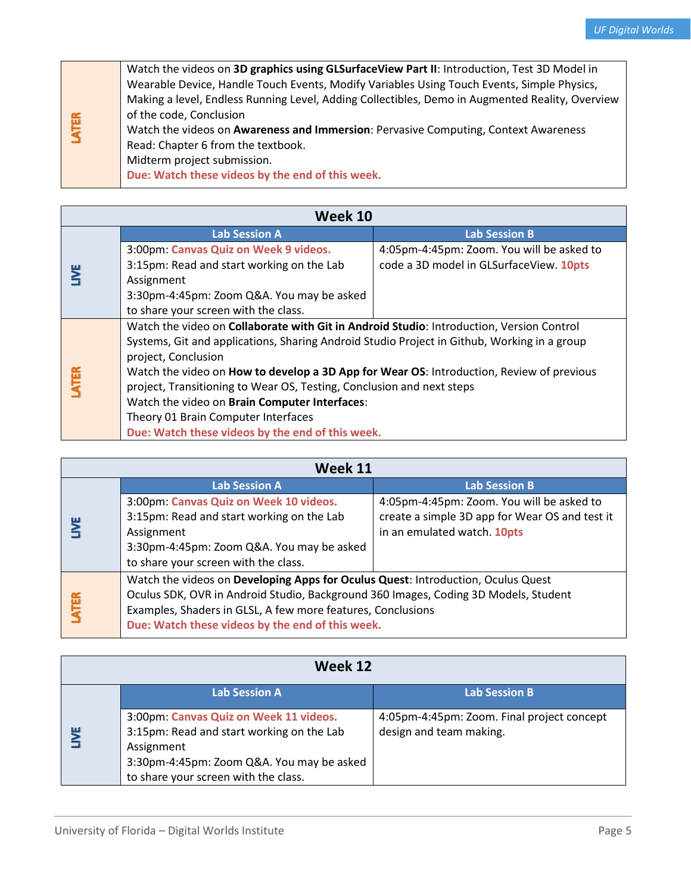| | |
|---|---|
| **LATER** | Watch the videos on **3D graphics using GLSurfaceView Part II**: Introduction, Test 3D Model in Wearable Device, Handle Touch Events, Modify Variables Using Touch Events, Simple Physics, Making a level, Endless Running Level, Adding Collectibles, Demo in Augmented Reality, Overview of the code, Conclusion<br>Watch the videos on **Awareness and Immersion**: Pervasive Computing, Context Awareness<br>Read: Chapter 6 from the textbook.<br>Midterm project submission.<br>**Due: Watch these videos by the end of this week.** |

| **Week 10** | | |
|---|---|---|
| | **Lab Session A** | **Lab Session B** |
| **LIVE** | 3:00pm: **Canvas Quiz on Week 9 videos.**<br>3:15pm: Read and start working on the Lab Assignment<br>3:30pm-4:45pm: Zoom Q&A. You may be asked to share your screen with the class. | 4:05pm-4:45pm: Zoom. You will be asked to code a 3D model in GLSurfaceView. **10pts** |
| **LATER** | Watch the video on **Collaborate with Git in Android Studio**: Introduction, Version Control Systems, Git and applications, Sharing Android Studio Project in Github, Working in a group project, Conclusion<br>Watch the video on **How to develop a 3D App for Wear OS**: Introduction, Review of previous project, Transitioning to Wear OS, Testing, Conclusion and next steps<br>Watch the video on **Brain Computer Interfaces**:<br>Theory 01 Brain Computer Interfaces<br>**Due: Watch these videos by the end of this week.** | |

| **Week 11** | | |
|---|---|---|
| | **Lab Session A** | **Lab Session B** |
| **LIVE** | 3:00pm: **Canvas Quiz on Week 10 videos.**<br>3:15pm: Read and start working on the Lab Assignment<br>3:30pm-4:45pm: Zoom Q&A. You may be asked to share your screen with the class. | 4:05pm-4:45pm: Zoom. You will be asked to create a simple 3D app for Wear OS and test it in an emulated watch. **10pts** |
| **LATER** | Watch the videos on **Developing Apps for Oculus Quest**: Introduction, Oculus Quest Oculus SDK, OVR in Android Studio, Background 360 Images, Coding 3D Models, Student Examples, Shaders in GLSL, A few more features, Conclusions<br>**Due: Watch these videos by the end of this week.** | |

| **Week 12** | | |
|---|---|---|
| | **Lab Session A** | **Lab Session B** |
| **LIVE** | 3:00pm: **Canvas Quiz on Week 11 videos.**<br>3:15pm: Read and start working on the Lab Assignment<br>3:30pm-4:45pm: Zoom Q&A. You may be asked to share your screen with the class. | 4:05pm-4:45pm: Zoom. Final project concept design and team making. |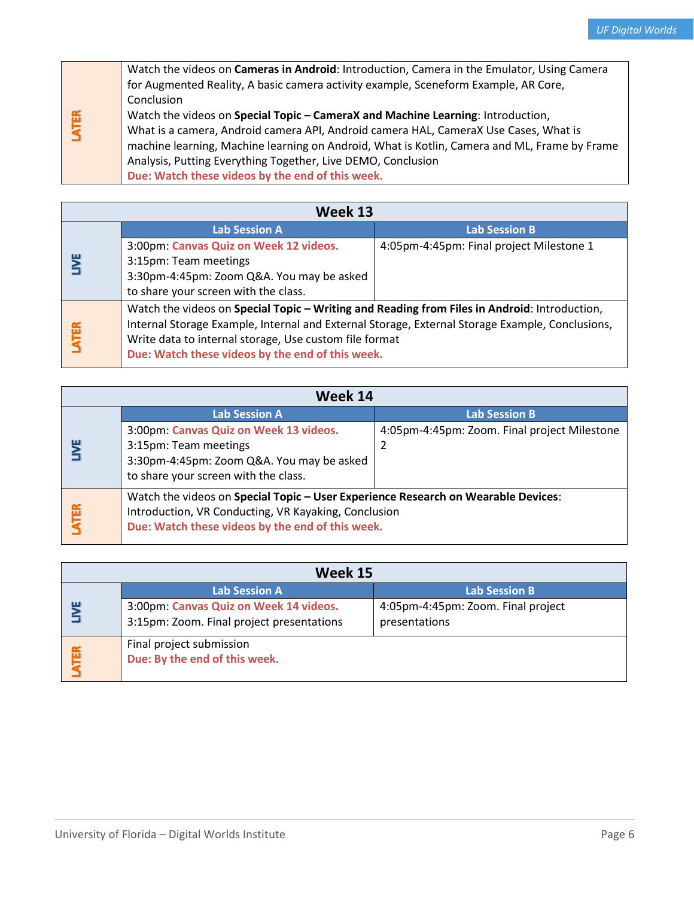| | |
|---|---|
| **LATER** | Watch the videos on **Cameras in Android**: Introduction, Camera in the Emulator, Using Camera for Augmented Reality, A basic camera activity example, Sceneform Example, AR Core, Conclusion<br>Watch the videos on **Special Topic – CameraX and Machine Learning**: Introduction, What is a camera, Android camera API, Android camera HAL, CameraX Use Cases, What is machine learning, Machine learning on Android, What is Kotlin, Camera and ML, Frame by Frame Analysis, Putting Everything Together, Live DEMO, Conclusion<br>**Due: Watch these videos by the end of this week.** |

## Week 13

| | Lab Session A | Lab Session B |
|---|---|---|
| **LIVE** | 3:00pm: **Canvas Quiz on Week 12 videos.**<br>3:15pm: Team meetings<br>3:30pm-4:45pm: Zoom Q&A. You may be asked to share your screen with the class. | 4:05pm-4:45pm: Final project Milestone 1 |
| **LATER** | Watch the videos on **Special Topic – Writing and Reading from Files in Android**: Introduction, Internal Storage Example, Internal and External Storage, External Storage Example, Conclusions, Write data to internal storage, Use custom file format<br>**Due: Watch these videos by the end of this week.** | |

## Week 14

| | Lab Session A | Lab Session B |
|---|---|---|
| **LIVE** | 3:00pm: **Canvas Quiz on Week 13 videos.**<br>3:15pm: Team meetings<br>3:30pm-4:45pm: Zoom Q&A. You may be asked to share your screen with the class. | 4:05pm-4:45pm: Zoom. Final project Milestone 2 |
| **LATER** | Watch the videos on **Special Topic – User Experience Research on Wearable Devices**: Introduction, VR Conducting, VR Kayaking, Conclusion<br>**Due: Watch these videos by the end of this week.** | |

## Week 15

| | Lab Session A | Lab Session B |
|---|---|---|
| **LIVE** | 3:00pm: **Canvas Quiz on Week 14 videos.**<br>3:15pm: Zoom. Final project presentations | 4:05pm-4:45pm: Zoom. Final project presentations |
| **LATER** | Final project submission<br>**Due: By the end of this week.** | |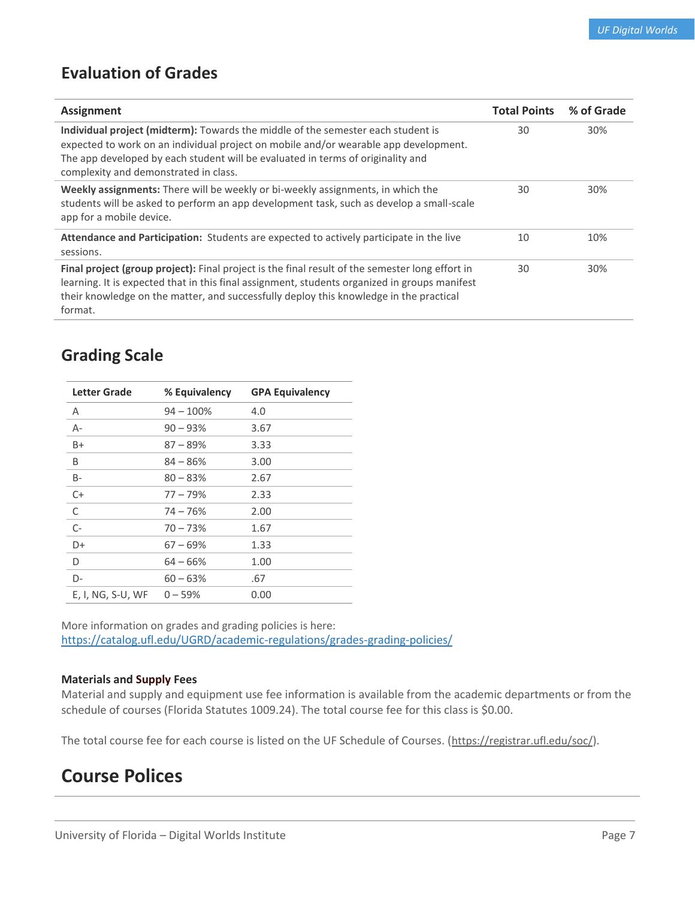## Evaluation of Grades

| Assignment | Total Points | % of Grade |
|---|---|---|
| **Individual project (midterm):** Towards the middle of the semester each student is expected to work on an individual project on mobile and/or wearable app development. The app developed by each student will be evaluated in terms of originality and complexity and demonstrated in class. | 30 | 30% |
| **Weekly assignments:** There will be weekly or bi-weekly assignments, in which the students will be asked to perform an app development task, such as develop a small-scale app for a mobile device. | 30 | 30% |
| **Attendance and Participation:** Students are expected to actively participate in the live sessions. | 10 | 10% |
| **Final project (group project):** Final project is the final result of the semester long effort in learning. It is expected that in this final assignment, students organized in groups manifest their knowledge on the matter, and successfully deploy this knowledge in the practical format. | 30 | 30% |

## Grading Scale

| Letter Grade | % Equivalency | GPA Equivalency |
|---|---|---|
| A | 94 – 100% | 4.0 |
| A- | 90 – 93% | 3.67 |
| B+ | 87 – 89% | 3.33 |
| B | 84 – 86% | 3.00 |
| B- | 80 – 83% | 2.67 |
| C+ | 77 – 79% | 2.33 |
| C | 74 – 76% | 2.00 |
| C- | 70 – 73% | 1.67 |
| D+ | 67 – 69% | 1.33 |
| D | 64 – 66% | 1.00 |
| D- | 60 – 63% | .67 |
| E, I, NG, S-U, WF | 0 – 59% | 0.00 |

More information on grades and grading policies is here: https://catalog.ufl.edu/UGRD/academic-regulations/grades-grading-policies/

**Materials and Supply Fees**

Material and supply and equipment use fee information is available from the academic departments or from the schedule of courses (Florida Statutes 1009.24). The total course fee for this class is $0.00.

The total course fee for each course is listed on the UF Schedule of Courses. (https://registrar.ufl.edu/soc/).

# Course Polices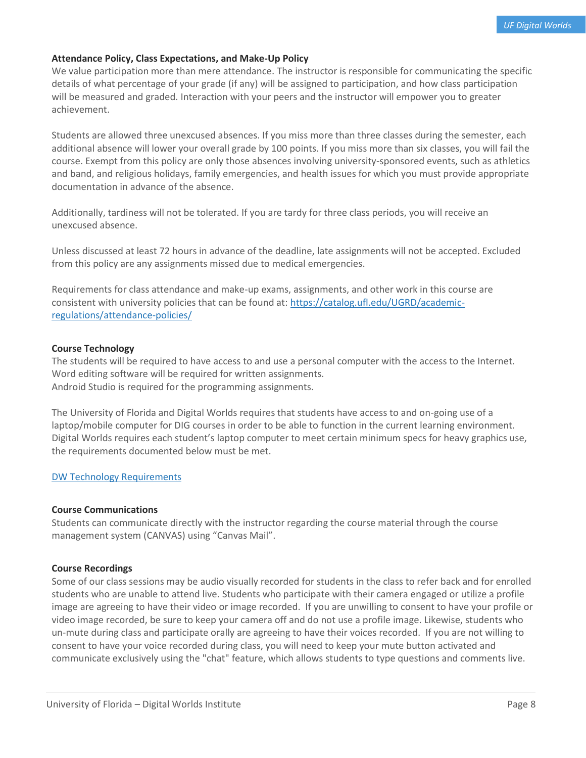**Attendance Policy, Class Expectations, and Make-Up Policy**

We value participation more than mere attendance. The instructor is responsible for communicating the specific details of what percentage of your grade (if any) will be assigned to participation, and how class participation will be measured and graded. Interaction with your peers and the instructor will empower you to greater achievement.

Students are allowed three unexcused absences. If you miss more than three classes during the semester, each additional absence will lower your overall grade by 100 points. If you miss more than six classes, you will fail the course. Exempt from this policy are only those absences involving university-sponsored events, such as athletics and band, and religious holidays, family emergencies, and health issues for which you must provide appropriate documentation in advance of the absence.

Additionally, tardiness will not be tolerated. If you are tardy for three class periods, you will receive an unexcused absence.

Unless discussed at least 72 hours in advance of the deadline, late assignments will not be accepted. Excluded from this policy are any assignments missed due to medical emergencies.

Requirements for class attendance and make-up exams, assignments, and other work in this course are consistent with university policies that can be found at: [https://catalog.ufl.edu/UGRD/academic-regulations/attendance-policies/](https://catalog.ufl.edu/UGRD/academic-regulations/attendance-policies/)

**Course Technology**

The students will be required to have access to and use a personal computer with the access to the Internet.
Word editing software will be required for written assignments.
Android Studio is required for the programming assignments.

The University of Florida and Digital Worlds requires that students have access to and on-going use of a laptop/mobile computer for DIG courses in order to be able to function in the current learning environment. Digital Worlds requires each student's laptop computer to meet certain minimum specs for heavy graphics use, the requirements documented below must be met.

DW Technology Requirements

**Course Communications**

Students can communicate directly with the instructor regarding the course material through the course management system (CANVAS) using "Canvas Mail".

**Course Recordings**

Some of our class sessions may be audio visually recorded for students in the class to refer back and for enrolled students who are unable to attend live. Students who participate with their camera engaged or utilize a profile image are agreeing to have their video or image recorded. If you are unwilling to consent to have your profile or video image recorded, be sure to keep your camera off and do not use a profile image. Likewise, students who un-mute during class and participate orally are agreeing to have their voices recorded. If you are not willing to consent to have your voice recorded during class, you will need to keep your mute button activated and communicate exclusively using the "chat" feature, which allows students to type questions and comments live.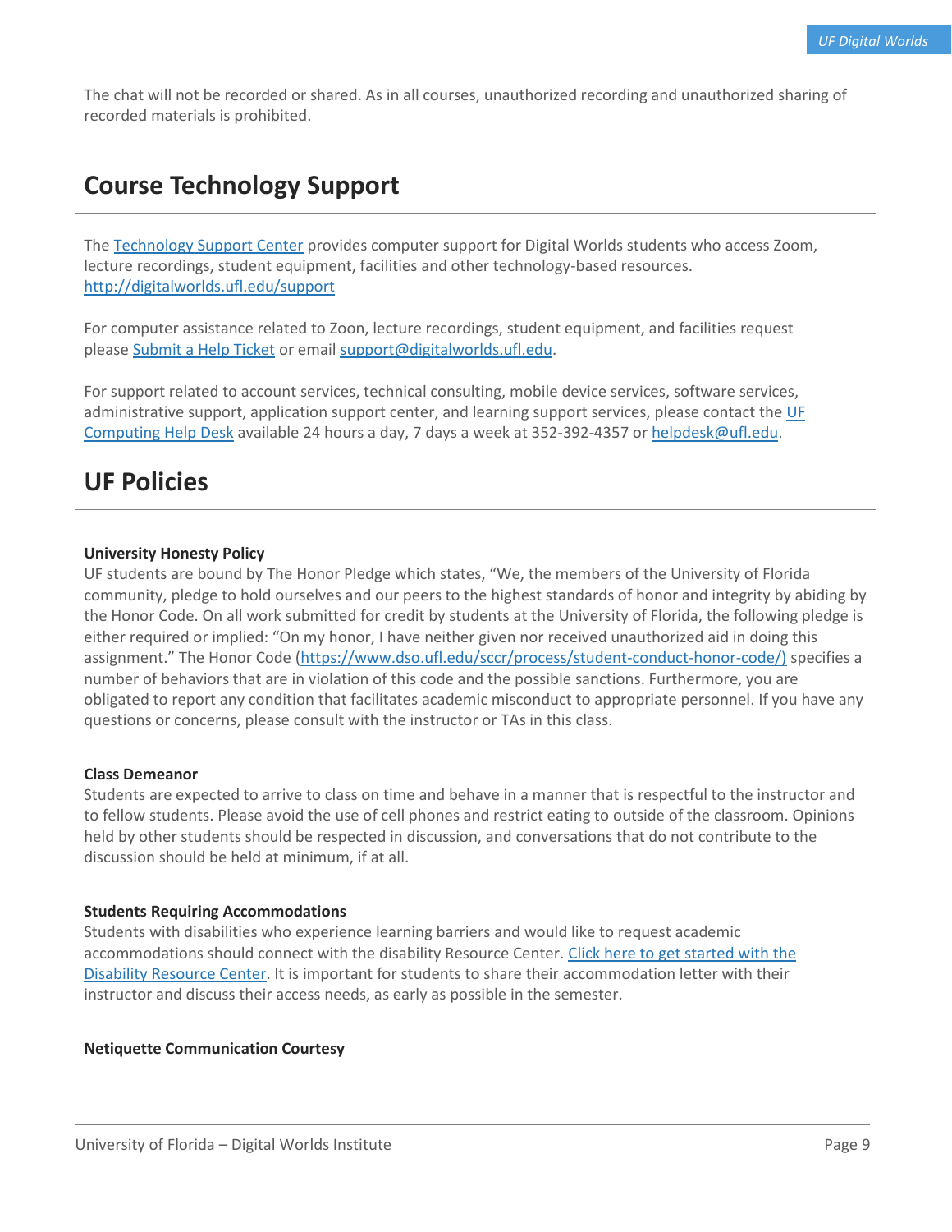The chat will not be recorded or shared. As in all courses, unauthorized recording and unauthorized sharing of recorded materials is prohibited.

## Course Technology Support

The [Technology Support Center](http://digitalworlds.ufl.edu/support) provides computer support for Digital Worlds students who access Zoom, lecture recordings, student equipment, facilities and other technology-based resources. http://digitalworlds.ufl.edu/support

For computer assistance related to Zoon, lecture recordings, student equipment, and facilities request please Submit a Help Ticket or email support@digitalworlds.ufl.edu.

For support related to account services, technical consulting, mobile device services, software services, administrative support, application support center, and learning support services, please contact the UF Computing Help Desk available 24 hours a day, 7 days a week at 352-392-4357 or helpdesk@ufl.edu.

## UF Policies

**University Honesty Policy**
UF students are bound by The Honor Pledge which states, "We, the members of the University of Florida community, pledge to hold ourselves and our peers to the highest standards of honor and integrity by abiding by the Honor Code. On all work submitted for credit by students at the University of Florida, the following pledge is either required or implied: "On my honor, I have neither given nor received unauthorized aid in doing this assignment." The Honor Code (https://www.dso.ufl.edu/sccr/process/student-conduct-honor-code/) specifies a number of behaviors that are in violation of this code and the possible sanctions. Furthermore, you are obligated to report any condition that facilitates academic misconduct to appropriate personnel. If you have any questions or concerns, please consult with the instructor or TAs in this class.

**Class Demeanor**
Students are expected to arrive to class on time and behave in a manner that is respectful to the instructor and to fellow students. Please avoid the use of cell phones and restrict eating to outside of the classroom. Opinions held by other students should be respected in discussion, and conversations that do not contribute to the discussion should be held at minimum, if at all.

**Students Requiring Accommodations**
Students with disabilities who experience learning barriers and would like to request academic accommodations should connect with the disability Resource Center. Click here to get started with the Disability Resource Center. It is important for students to share their accommodation letter with their instructor and discuss their access needs, as early as possible in the semester.

**Netiquette Communication Courtesy**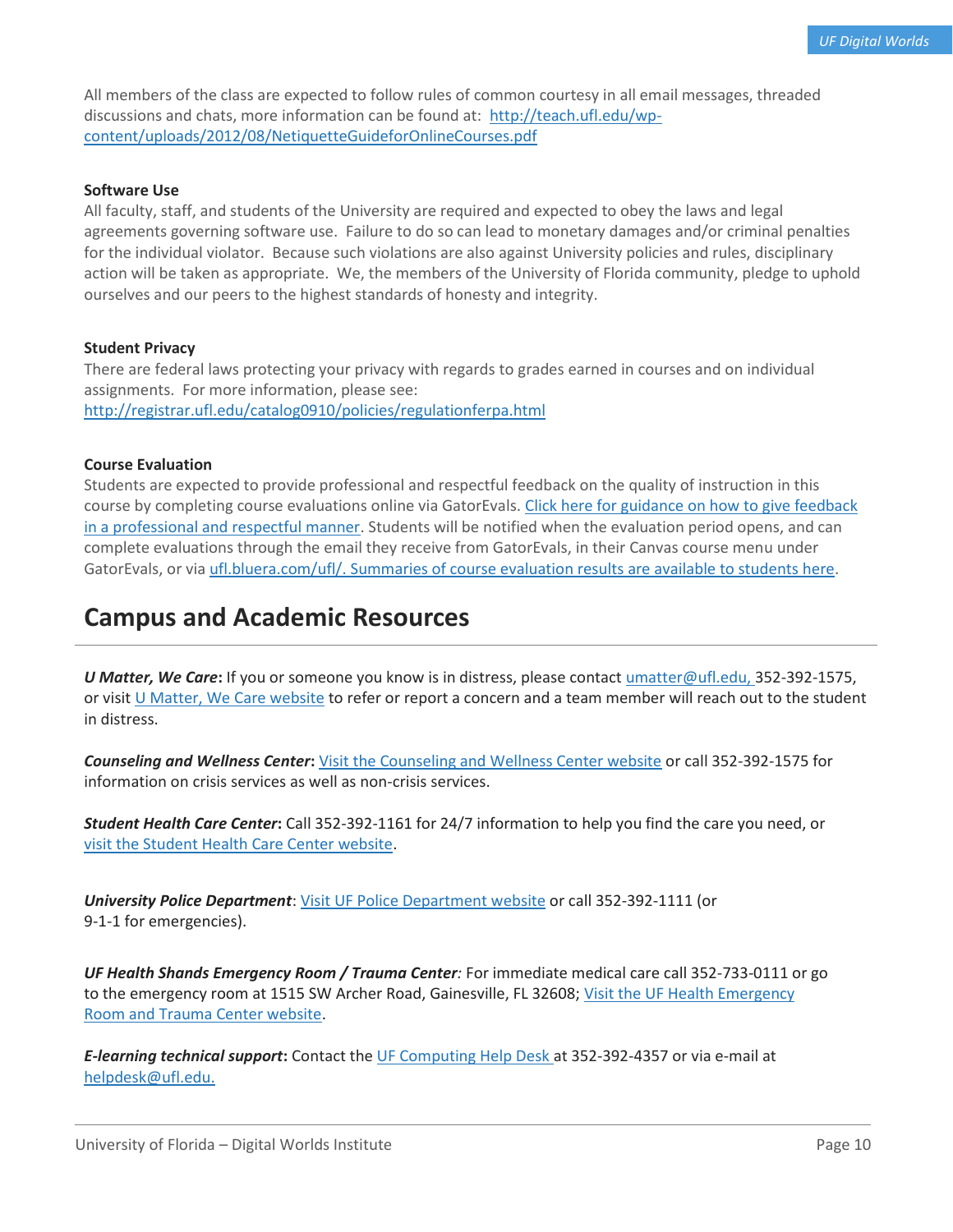All members of the class are expected to follow rules of common courtesy in all email messages, threaded discussions and chats, more information can be found at: [http://teach.ufl.edu/wp-content/uploads/2012/08/NetiquetteGuideforOnlineCourses.pdf](http://teach.ufl.edu/wp-content/uploads/2012/08/NetiquetteGuideforOnlineCourses.pdf)

**Software Use**

All faculty, staff, and students of the University are required and expected to obey the laws and legal agreements governing software use. Failure to do so can lead to monetary damages and/or criminal penalties for the individual violator. Because such violations are also against University policies and rules, disciplinary action will be taken as appropriate. We, the members of the University of Florida community, pledge to uphold ourselves and our peers to the highest standards of honesty and integrity.

**Student Privacy**

There are federal laws protecting your privacy with regards to grades earned in courses and on individual assignments. For more information, please see: [http://registrar.ufl.edu/catalog0910/policies/regulationferpa.html](http://registrar.ufl.edu/catalog0910/policies/regulationferpa.html)

**Course Evaluation**

Students are expected to provide professional and respectful feedback on the quality of instruction in this course by completing course evaluations online via GatorEvals. Click here for guidance on how to give feedback in a professional and respectful manner. Students will be notified when the evaluation period opens, and can complete evaluations through the email they receive from GatorEvals, in their Canvas course menu under GatorEvals, or via ufl.bluera.com/ufl/. Summaries of course evaluation results are available to students here.

## Campus and Academic Resources

***U Matter, We Care*:** If you or someone you know is in distress, please contact umatter@ufl.edu, 352-392-1575, or visit U Matter, We Care website to refer or report a concern and a team member will reach out to the student in distress.

***Counseling and Wellness Center*:** Visit the Counseling and Wellness Center website or call 352-392-1575 for information on crisis services as well as non-crisis services.

***Student Health Care Center*:** Call 352-392-1161 for 24/7 information to help you find the care you need, or visit the Student Health Care Center website.

***University Police Department***: Visit UF Police Department website or call 352-392-1111 (or 9-1-1 for emergencies).

***UF Health Shands Emergency Room / Trauma Center:*** For immediate medical care call 352-733-0111 or go to the emergency room at 1515 SW Archer Road, Gainesville, FL 32608; Visit the UF Health Emergency Room and Trauma Center website.

***E-learning technical support*:** Contact the UF Computing Help Desk at 352-392-4357 or via e-mail at helpdesk@ufl.edu.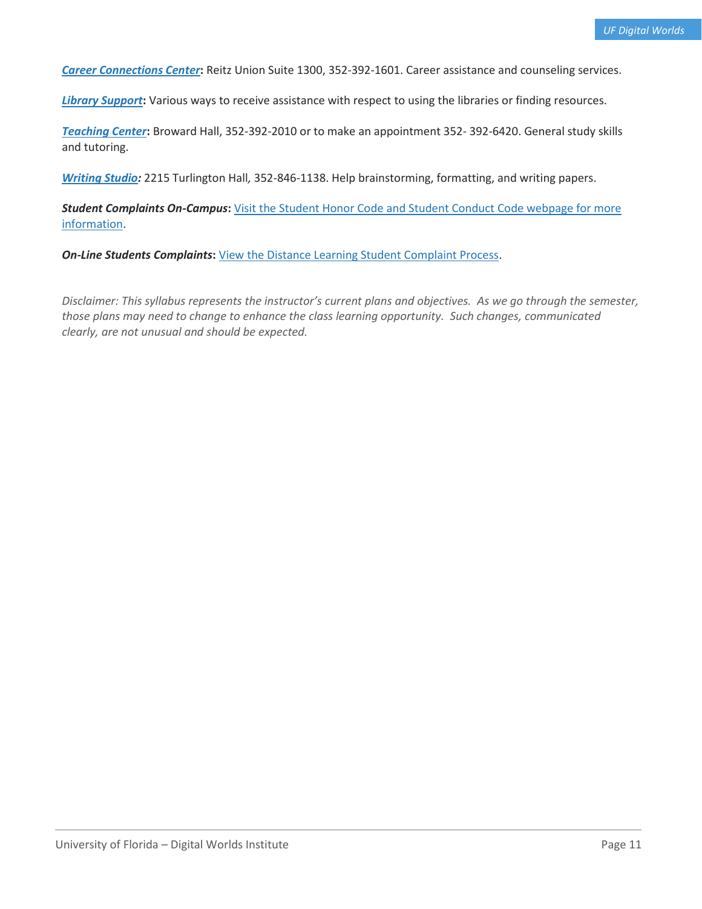***Career Connections Center*****:** Reitz Union Suite 1300, 352-392-1601. Career assistance and counseling services.

***Library Support*****:** Various ways to receive assistance with respect to using the libraries or finding resources.

***Teaching Center*****:** Broward Hall, 352-392-2010 or to make an appointment 352- 392-6420. General study skills and tutoring.

***Writing Studio****:* 2215 Turlington Hall*,* 352-846-1138. Help brainstorming, formatting, and writing papers.

***Student Complaints On-Campus*****:** Visit the Student Honor Code and Student Conduct Code webpage for more information.

***On-Line Students Complaints*****:** View the Distance Learning Student Complaint Process.

*Disclaimer: This syllabus represents the instructor's current plans and objectives. As we go through the semester, those plans may need to change to enhance the class learning opportunity. Such changes, communicated clearly, are not unusual and should be expected.*